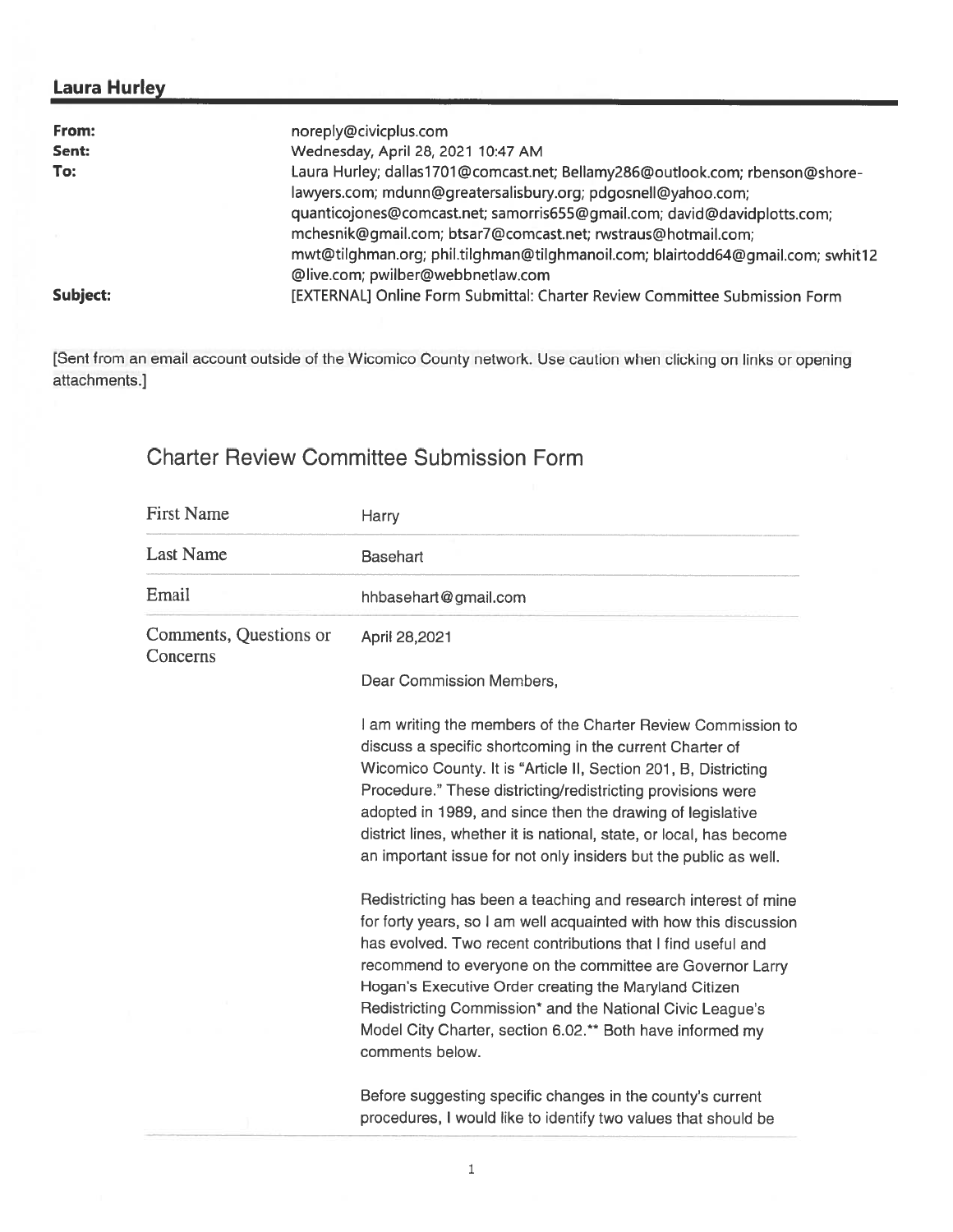## Laura Hurley

| | |
|---|---|
| **From:** | noreply@civicplus.com |
| **Sent:** | Wednesday, April 28, 2021 10:47 AM |
| **To:** | Laura Hurley; dallas1701@comcast.net; Bellamy286@outlook.com; rbenson@shore-lawyers.com; mdunn@greatersalisbury.org; pdgosnell@yahoo.com; quanticojones@comcast.net; samorris655@gmail.com; david@davidplotts.com; mchesnik@gmail.com; btsar7@comcast.net; rwstraus@hotmail.com; mwt@tilghman.org; phil.tilghman@tilghmanoil.com; blairtodd64@gmail.com; swhit12@live.com; pwilber@webbnetlaw.com |
| **Subject:** | [EXTERNAL] Online Form Submittal: Charter Review Committee Submission Form |

[Sent from an email account outside of the Wicomico County network. Use caution when clicking on links or opening attachments.]

# Charter Review Committee Submission Form

| | |
|---|---|
| First Name | Harry |
| Last Name | Basehart |
| Email | hhbasehart@gmail.com |
| Comments, Questions or Concerns | April 28,2021 |

Dear Commission Members,

I am writing the members of the Charter Review Commission to discuss a specific shortcoming in the current Charter of Wicomico County. It is "Article II, Section 201, B, Districting Procedure." These districting/redistricting provisions were adopted in 1989, and since then the drawing of legislative district lines, whether it is national, state, or local, has become an important issue for not only insiders but the public as well.

Redistricting has been a teaching and research interest of mine for forty years, so I am well acquainted with how this discussion has evolved. Two recent contributions that I find useful and recommend to everyone on the committee are Governor Larry Hogan's Executive Order creating the Maryland Citizen Redistricting Commission* and the National Civic League's Model City Charter, section 6.02.** Both have informed my comments below.

Before suggesting specific changes in the county's current procedures, I would like to identify two values that should be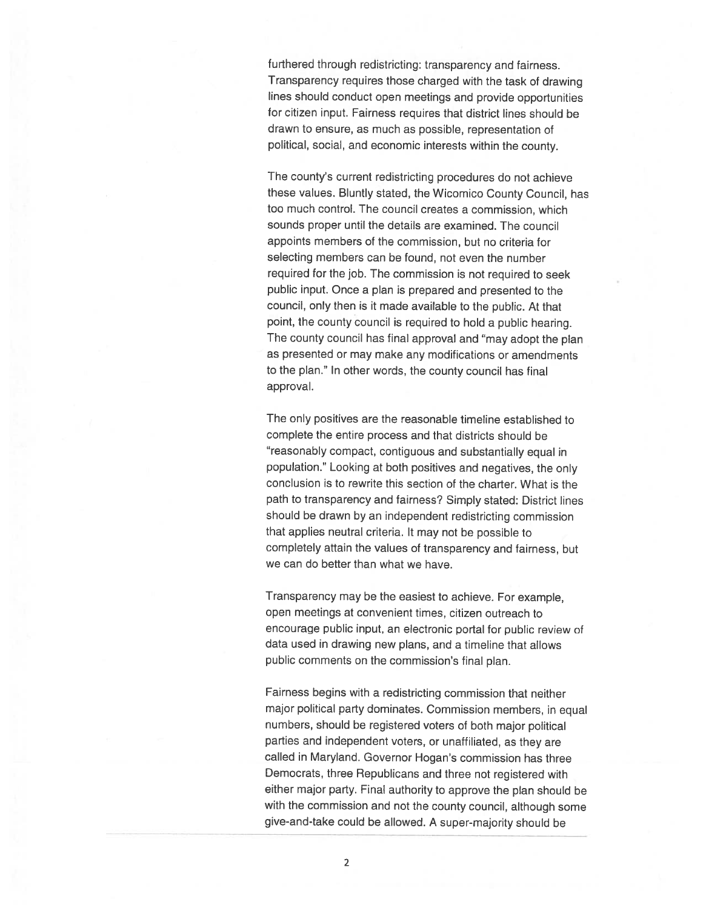furthered through redistricting: transparency and fairness. Transparency requires those charged with the task of drawing lines should conduct open meetings and provide opportunities for citizen input. Fairness requires that district lines should be drawn to ensure, as much as possible, representation of political, social, and economic interests within the county.

The county's current redistricting procedures do not achieve these values. Bluntly stated, the Wicomico County Council, has too much control. The council creates a commission, which sounds proper until the details are examined. The council appoints members of the commission, but no criteria for selecting members can be found, not even the number required for the job. The commission is not required to seek public input. Once a plan is prepared and presented to the council, only then is it made available to the public. At that point, the county council is required to hold a public hearing. The county council has final approval and "may adopt the plan as presented or may make any modifications or amendments to the plan." In other words, the county council has final approval.

The only positives are the reasonable timeline established to complete the entire process and that districts should be "reasonably compact, contiguous and substantially equal in population." Looking at both positives and negatives, the only conclusion is to rewrite this section of the charter. What is the path to transparency and fairness? Simply stated: District lines should be drawn by an independent redistricting commission that applies neutral criteria. It may not be possible to completely attain the values of transparency and fairness, but we can do better than what we have.

Transparency may be the easiest to achieve. For example, open meetings at convenient times, citizen outreach to encourage public input, an electronic portal for public review of data used in drawing new plans, and a timeline that allows public comments on the commission's final plan.

Fairness begins with a redistricting commission that neither major political party dominates. Commission members, in equal numbers, should be registered voters of both major political parties and independent voters, or unaffiliated, as they are called in Maryland. Governor Hogan's commission has three Democrats, three Republicans and three not registered with either major party. Final authority to approve the plan should be with the commission and not the county council, although some give-and-take could be allowed. A super-majority should be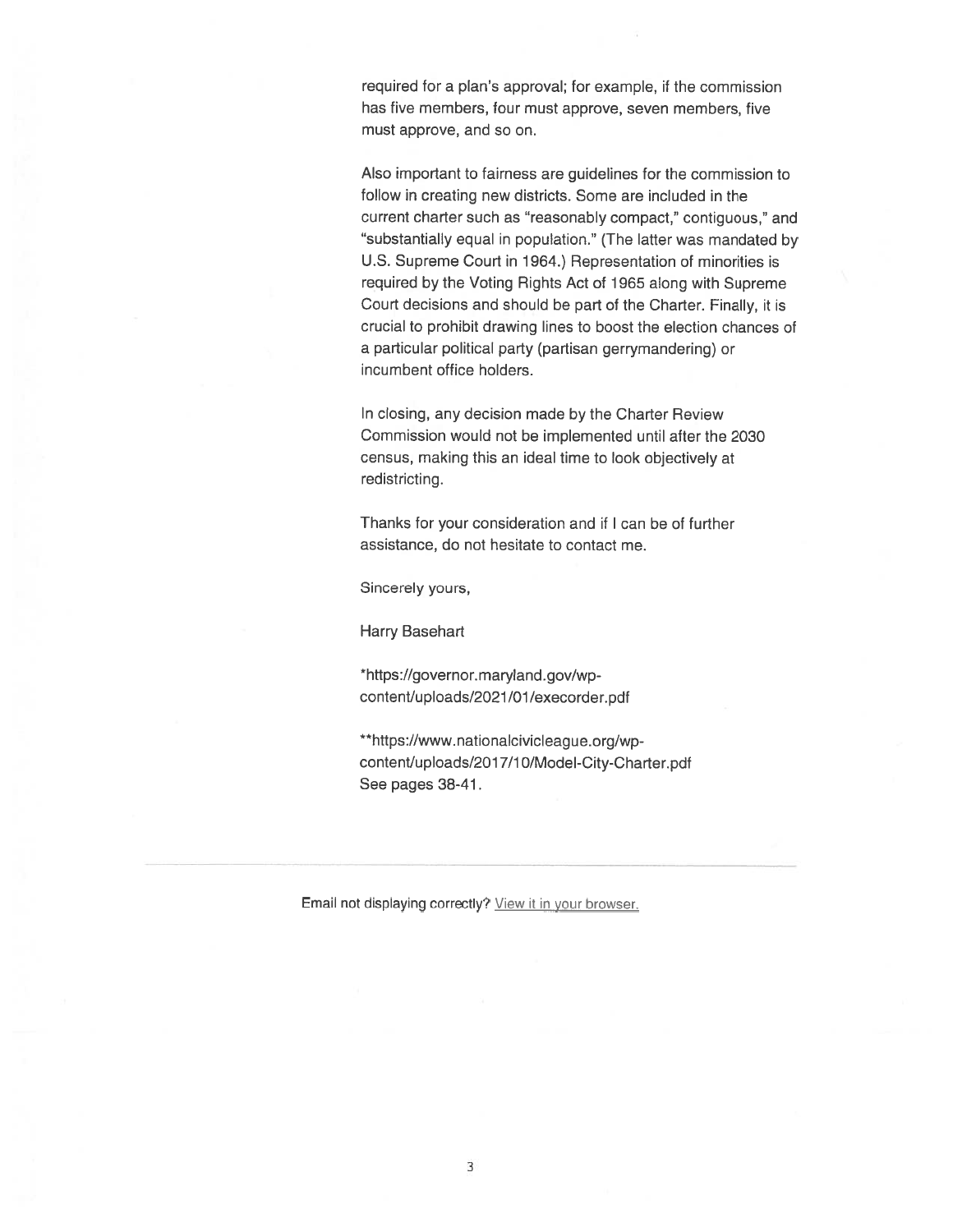required for a plan's approval; for example, if the commission has five members, four must approve, seven members, five must approve, and so on.

Also important to fairness are guidelines for the commission to follow in creating new districts. Some are included in the current charter such as "reasonably compact," contiguous," and "substantially equal in population." (The latter was mandated by U.S. Supreme Court in 1964.) Representation of minorities is required by the Voting Rights Act of 1965 along with Supreme Court decisions and should be part of the Charter. Finally, it is crucial to prohibit drawing lines to boost the election chances of a particular political party (partisan gerrymandering) or incumbent office holders.

In closing, any decision made by the Charter Review Commission would not be implemented until after the 2030 census, making this an ideal time to look objectively at redistricting.

Thanks for your consideration and if I can be of further assistance, do not hesitate to contact me.

Sincerely yours,

Harry Basehart

*https://governor.maryland.gov/wp-content/uploads/2021/01/execorder.pdf

**https://www.nationalcivicleague.org/wp-content/uploads/2017/10/Model-City-Charter.pdf
See pages 38-41.

---

Email not displaying correctly? View it in your browser.